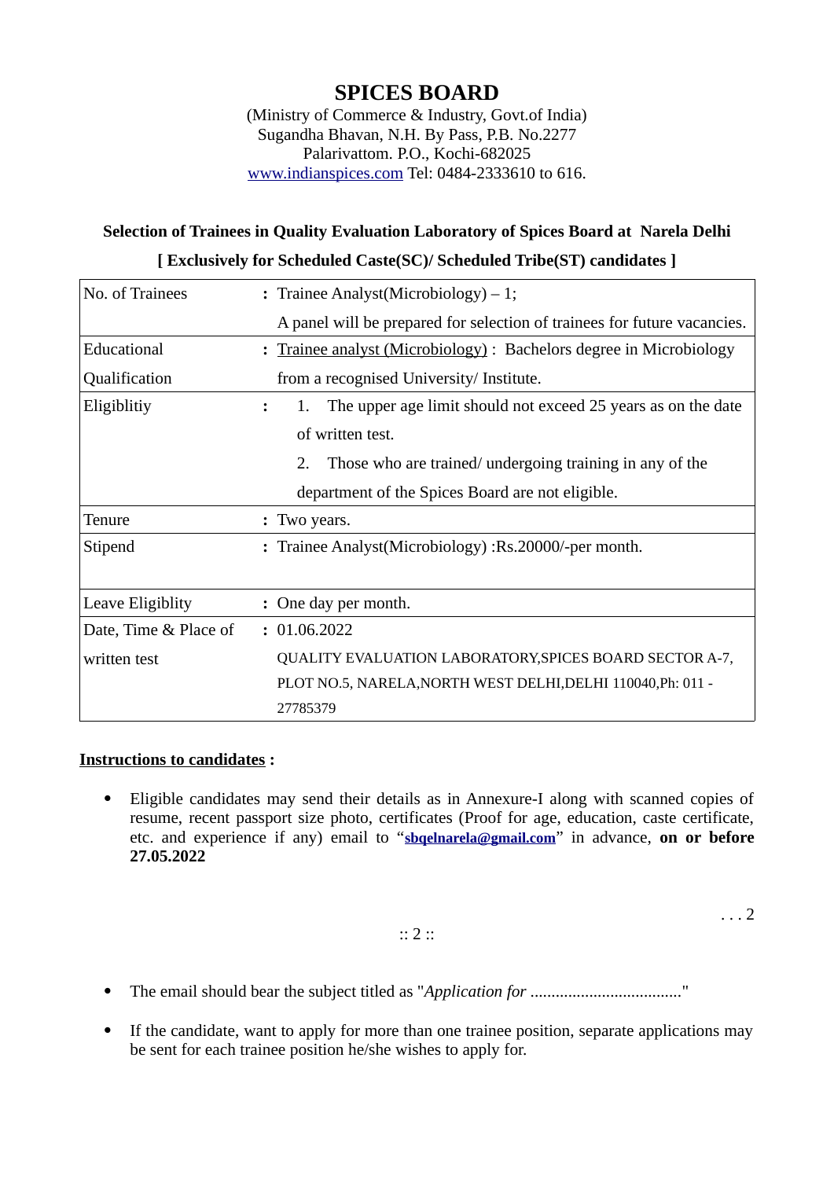# SPICES BOARD

(Ministry of Commerce & Industry, Govt.of India)
Sugandha Bhavan, N.H. By Pass, P.B. No.2277
Palarivattom. P.O., Kochi-682025
www.indianspices.com Tel: 0484-2333610 to 616.

**Selection of Trainees in Quality Evaluation Laboratory of Spices Board at Narela Delhi**

**[ Exclusively for Scheduled Caste(SC)/ Scheduled Tribe(ST) candidates ]**

| | | |
|---|---|---|
| No. of Trainees | : | Trainee Analyst(Microbiology) – 1; A panel will be prepared for selection of trainees for future vacancies. |
| Educational Qualification | : | Trainee analyst (Microbiology) : Bachelors degree in Microbiology from a recognised University/ Institute. |
| Eligiblitiy | : | 1. The upper age limit should not exceed 25 years as on the date of written test. 2. Those who are trained/ undergoing training in any of the department of the Spices Board are not eligible. |
| Tenure | : | Two years. |
| Stipend | : | Trainee Analyst(Microbiology) :Rs.20000/-per month. |
| Leave Eligiblity | : | One day per month. |
| Date, Time & Place of written test | : | 01.06.2022 QUALITY EVALUATION LABORATORY,SPICES BOARD SECTOR A-7, PLOT NO.5, NARELA,NORTH WEST DELHI,DELHI 110040,Ph: 011 - 27785379 |

**Instructions to candidates :**

- Eligible candidates may send their details as in Annexure-I along with scanned copies of resume, recent passport size photo, certificates (Proof for age, education, caste certificate, etc. and experience if any) email to "**sbqelnarela@gmail.com**" in advance, **on or before 27.05.2022**

. . . 2

:: 2 ::

- The email should bear the subject titled as "*Application for* ..................................."
- If the candidate, want to apply for more than one trainee position, separate applications may be sent for each trainee position he/she wishes to apply for.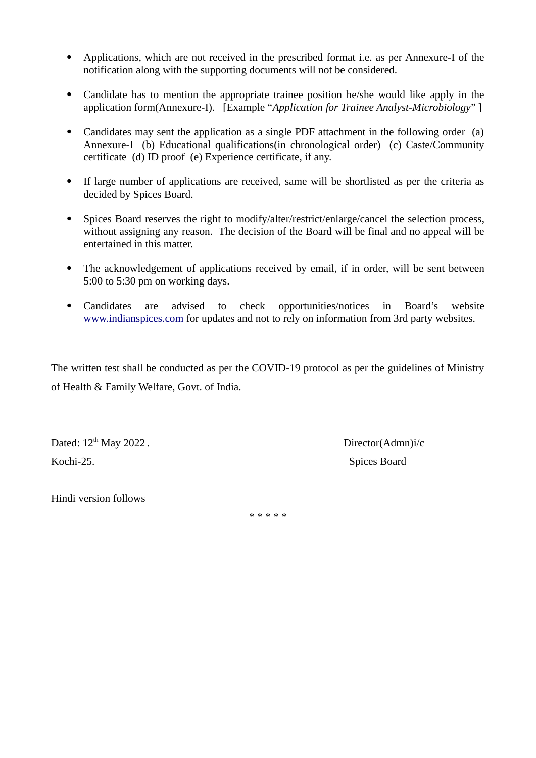- Applications, which are not received in the prescribed format i.e. as per Annexure-I of the notification along with the supporting documents will not be considered.

- Candidate has to mention the appropriate trainee position he/she would like apply in the application form(Annexure-I). [Example "*Application for Trainee Analyst-Microbiology*" ]

- Candidates may sent the application as a single PDF attachment in the following order (a) Annexure-I (b) Educational qualifications(in chronological order) (c) Caste/Community certificate (d) ID proof (e) Experience certificate, if any.

- If large number of applications are received, same will be shortlisted as per the criteria as decided by Spices Board.

- Spices Board reserves the right to modify/alter/restrict/enlarge/cancel the selection process, without assigning any reason. The decision of the Board will be final and no appeal will be entertained in this matter.

- The acknowledgement of applications received by email, if in order, will be sent between 5:00 to 5:30 pm on working days.

- Candidates are advised to check opportunities/notices in Board's website [www.indianspices.com](http://www.indianspices.com) for updates and not to rely on information from 3rd party websites.

The written test shall be conducted as per the COVID-19 protocol as per the guidelines of Ministry of Health & Family Welfare, Govt. of India.

Dated: 12th May 2022 .

Kochi-25.

Director(Admn)i/c

Spices Board

Hindi version follows

* * * * *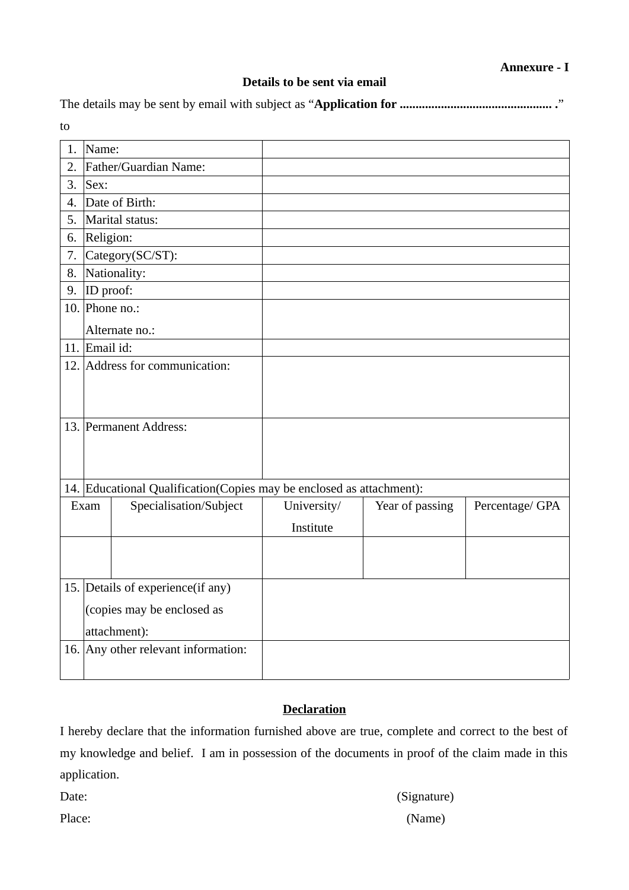**Annexure - I**

**Details to be sent via email**

The details may be sent by email with subject as "**Application for ................................................ .**"

to

| | | |
|---|---|---|
| 1. | Name: | |
| 2. | Father/Guardian Name: | |
| 3. | Sex: | |
| 4. | Date of Birth: | |
| 5. | Marital status: | |
| 6. | Religion: | |
| 7. | Category(SC/ST): | |
| 8. | Nationality: | |
| 9. | ID proof: | |
| 10. | Phone no.:<br>Alternate no.: | |
| 11. | Email id: | |
| 12. | Address for communication: | |
| 13. | Permanent Address: | |
| 14. | Educational Qualification(Copies may be enclosed as attachment): | |

| Exam | Specialisation/Subject | University/ Institute | Year of passing | Percentage/ GPA |
|---|---|---|---|---|
| | | | | |

| | | |
|---|---|---|
| 15. | Details of experience(if any) (copies may be enclosed as attachment): | |
| 16. | Any other relevant information: | |

**Declaration**

I hereby declare that the information furnished above are true, complete and correct to the best of my knowledge and belief. I am in possession of the documents in proof of the claim made in this application.

Date: (Signature)

Place: (Name)